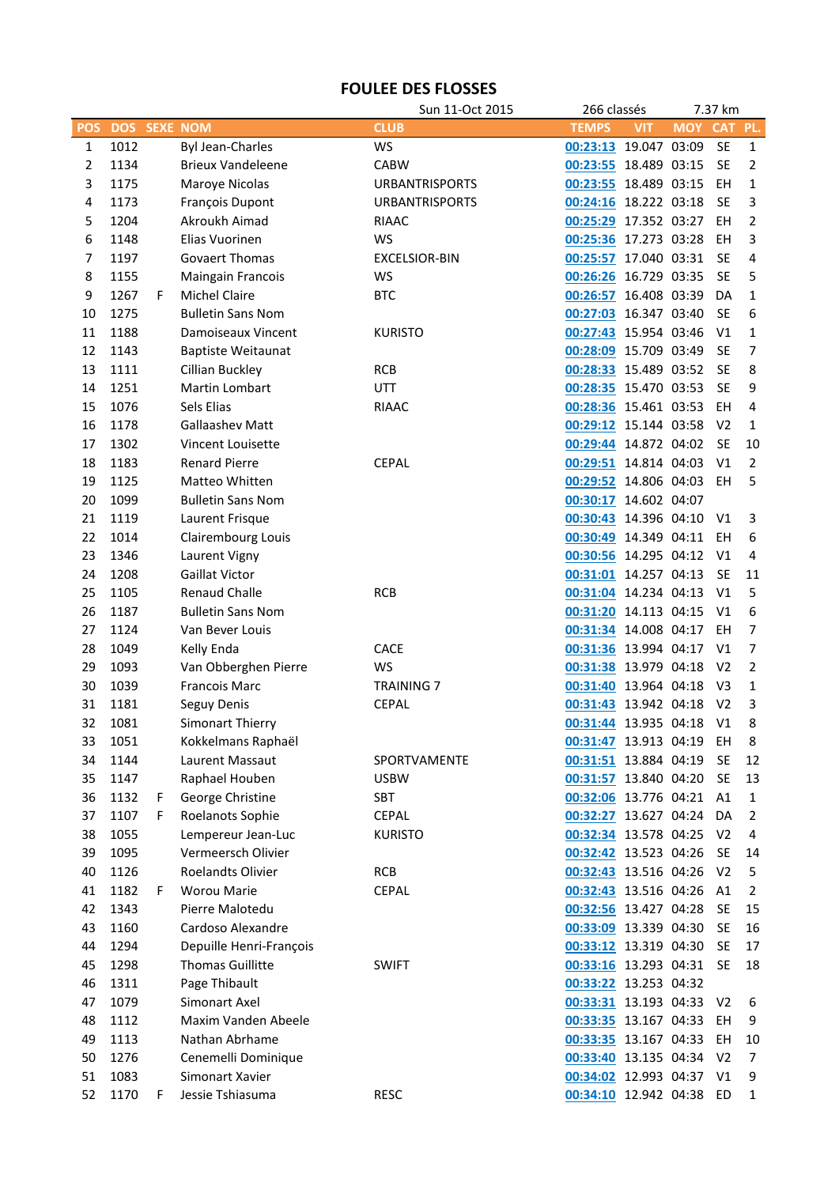# FOULEE DES FLOSSES

Sun 11-Oct 2015 | 266 classés | 7.37 km

| POS | DOS | SEXE | NOM | CLUB | TEMPS | VIT | MOY | CAT | PL. |
|---|---|---|---|---|---|---|---|---|---|
| 1 | 1012 | | Byl Jean-Charles | WS | 00:23:13 | 19.047 | 03:09 | SE | 1 |
| 2 | 1134 | | Brieux Vandeleene | CABW | 00:23:55 | 18.489 | 03:15 | SE | 2 |
| 3 | 1175 | | Maroye Nicolas | URBANTRISPORTS | 00:23:55 | 18.489 | 03:15 | EH | 1 |
| 4 | 1173 | | François Dupont | URBANTRISPORTS | 00:24:16 | 18.222 | 03:18 | SE | 3 |
| 5 | 1204 | | Akroukh Aimad | RIAAC | 00:25:29 | 17.352 | 03:27 | EH | 2 |
| 6 | 1148 | | Elias Vuorinen | WS | 00:25:36 | 17.273 | 03:28 | EH | 3 |
| 7 | 1197 | | Govaert Thomas | EXCELSIOR-BIN | 00:25:57 | 17.040 | 03:31 | SE | 4 |
| 8 | 1155 | | Maingain Francois | WS | 00:26:26 | 16.729 | 03:35 | SE | 5 |
| 9 | 1267 | F | Michel Claire | BTC | 00:26:57 | 16.408 | 03:39 | DA | 1 |
| 10 | 1275 | | Bulletin Sans Nom | | 00:27:03 | 16.347 | 03:40 | SE | 6 |
| 11 | 1188 | | Damoiseaux Vincent | KURISTO | 00:27:43 | 15.954 | 03:46 | V1 | 1 |
| 12 | 1143 | | Baptiste Weitaunat | | 00:28:09 | 15.709 | 03:49 | SE | 7 |
| 13 | 1111 | | Cillian Buckley | RCB | 00:28:33 | 15.489 | 03:52 | SE | 8 |
| 14 | 1251 | | Martin Lombart | UTT | 00:28:35 | 15.470 | 03:53 | SE | 9 |
| 15 | 1076 | | Sels Elias | RIAAC | 00:28:36 | 15.461 | 03:53 | EH | 4 |
| 16 | 1178 | | Gallaashev Matt | | 00:29:12 | 15.144 | 03:58 | V2 | 1 |
| 17 | 1302 | | Vincent Louisette | | 00:29:44 | 14.872 | 04:02 | SE | 10 |
| 18 | 1183 | | Renard Pierre | CEPAL | 00:29:51 | 14.814 | 04:03 | V1 | 2 |
| 19 | 1125 | | Matteo Whitten | | 00:29:52 | 14.806 | 04:03 | EH | 5 |
| 20 | 1099 | | Bulletin Sans Nom | | 00:30:17 | 14.602 | 04:07 | | |
| 21 | 1119 | | Laurent Frisque | | 00:30:43 | 14.396 | 04:10 | V1 | 3 |
| 22 | 1014 | | Clairembourg Louis | | 00:30:49 | 14.349 | 04:11 | EH | 6 |
| 23 | 1346 | | Laurent Vigny | | 00:30:56 | 14.295 | 04:12 | V1 | 4 |
| 24 | 1208 | | Gaillat Victor | | 00:31:01 | 14.257 | 04:13 | SE | 11 |
| 25 | 1105 | | Renaud Challe | RCB | 00:31:04 | 14.234 | 04:13 | V1 | 5 |
| 26 | 1187 | | Bulletin Sans Nom | | 00:31:20 | 14.113 | 04:15 | V1 | 6 |
| 27 | 1124 | | Van Bever Louis | | 00:31:34 | 14.008 | 04:17 | EH | 7 |
| 28 | 1049 | | Kelly Enda | CACE | 00:31:36 | 13.994 | 04:17 | V1 | 7 |
| 29 | 1093 | | Van Obberghen Pierre | WS | 00:31:38 | 13.979 | 04:18 | V2 | 2 |
| 30 | 1039 | | Francois Marc | TRAINING 7 | 00:31:40 | 13.964 | 04:18 | V3 | 1 |
| 31 | 1181 | | Seguy Denis | CEPAL | 00:31:43 | 13.942 | 04:18 | V2 | 3 |
| 32 | 1081 | | Simonart Thierry | | 00:31:44 | 13.935 | 04:18 | V1 | 8 |
| 33 | 1051 | | Kokkelmans Raphaël | | 00:31:47 | 13.913 | 04:19 | EH | 8 |
| 34 | 1144 | | Laurent Massaut | SPORTVAMENTE | 00:31:51 | 13.884 | 04:19 | SE | 12 |
| 35 | 1147 | | Raphael Houben | USBW | 00:31:57 | 13.840 | 04:20 | SE | 13 |
| 36 | 1132 | F | George Christine | SBT | 00:32:06 | 13.776 | 04:21 | A1 | 1 |
| 37 | 1107 | F | Roelanots Sophie | CEPAL | 00:32:27 | 13.627 | 04:24 | DA | 2 |
| 38 | 1055 | | Lempereur Jean-Luc | KURISTO | 00:32:34 | 13.578 | 04:25 | V2 | 4 |
| 39 | 1095 | | Vermeersch Olivier | | 00:32:42 | 13.523 | 04:26 | SE | 14 |
| 40 | 1126 | | Roelandts Olivier | RCB | 00:32:43 | 13.516 | 04:26 | V2 | 5 |
| 41 | 1182 | F | Worou Marie | CEPAL | 00:32:43 | 13.516 | 04:26 | A1 | 2 |
| 42 | 1343 | | Pierre Malotedu | | 00:32:56 | 13.427 | 04:28 | SE | 15 |
| 43 | 1160 | | Cardoso Alexandre | | 00:33:09 | 13.339 | 04:30 | SE | 16 |
| 44 | 1294 | | Depuille Henri-François | | 00:33:12 | 13.319 | 04:30 | SE | 17 |
| 45 | 1298 | | Thomas Guillitte | SWIFT | 00:33:16 | 13.293 | 04:31 | SE | 18 |
| 46 | 1311 | | Page Thibault | | 00:33:22 | 13.253 | 04:32 | | |
| 47 | 1079 | | Simonart Axel | | 00:33:31 | 13.193 | 04:33 | V2 | 6 |
| 48 | 1112 | | Maxim Vanden Abeele | | 00:33:35 | 13.167 | 04:33 | EH | 9 |
| 49 | 1113 | | Nathan Abrhame | | 00:33:35 | 13.167 | 04:33 | EH | 10 |
| 50 | 1276 | | Cenemelli Dominique | | 00:33:40 | 13.135 | 04:34 | V2 | 7 |
| 51 | 1083 | | Simonart Xavier | | 00:34:02 | 12.993 | 04:37 | V1 | 9 |
| 52 | 1170 | F | Jessie Tshiasuma | RESC | 00:34:10 | 12.942 | 04:38 | ED | 1 |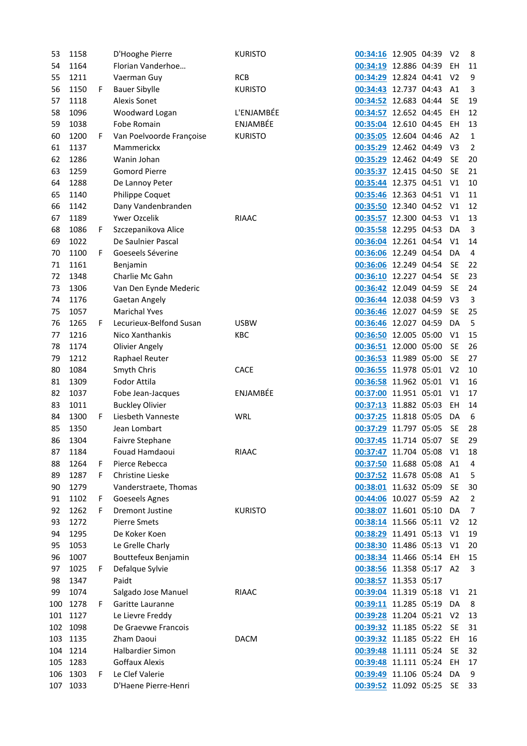| | | | | | | | | | |
|---|---|---|---|---|---|---|---|---|---|
| 53 | 1158 | | D'Hooghe Pierre | KURISTO | 00:34:16 | 12.905 | 04:39 | V2 | 8 |
| 54 | 1164 | | Florian Vanderhoe… | | 00:34:19 | 12.886 | 04:39 | EH | 11 |
| 55 | 1211 | | Vaerman Guy | RCB | 00:34:29 | 12.824 | 04:41 | V2 | 9 |
| 56 | 1150 | F | Bauer Sibylle | KURISTO | 00:34:43 | 12.737 | 04:43 | A1 | 3 |
| 57 | 1118 | | Alexis Sonet | | 00:34:52 | 12.683 | 04:44 | SE | 19 |
| 58 | 1096 | | Woodward Logan | L'ENJAMBÉE | 00:34:57 | 12.652 | 04:45 | EH | 12 |
| 59 | 1038 | | Fobe Romain | ENJAMBÉE | 00:35:04 | 12.610 | 04:45 | EH | 13 |
| 60 | 1200 | F | Van Poelvoorde Françoise | KURISTO | 00:35:05 | 12.604 | 04:46 | A2 | 1 |
| 61 | 1137 | | Mammerickx | | 00:35:29 | 12.462 | 04:49 | V3 | 2 |
| 62 | 1286 | | Wanin Johan | | 00:35:29 | 12.462 | 04:49 | SE | 20 |
| 63 | 1259 | | Gomord Pierre | | 00:35:37 | 12.415 | 04:50 | SE | 21 |
| 64 | 1288 | | De Lannoy Peter | | 00:35:44 | 12.375 | 04:51 | V1 | 10 |
| 65 | 1140 | | Philippe Coquet | | 00:35:46 | 12.363 | 04:51 | V1 | 11 |
| 66 | 1142 | | Dany Vandenbranden | | 00:35:50 | 12.340 | 04:52 | V1 | 12 |
| 67 | 1189 | | Ywer Ozcelik | RIAAC | 00:35:57 | 12.300 | 04:53 | V1 | 13 |
| 68 | 1086 | F | Szczepanikova Alice | | 00:35:58 | 12.295 | 04:53 | DA | 3 |
| 69 | 1022 | | De Saulnier Pascal | | 00:36:04 | 12.261 | 04:54 | V1 | 14 |
| 70 | 1100 | F | Goeseels Séverine | | 00:36:06 | 12.249 | 04:54 | DA | 4 |
| 71 | 1161 | | Benjamin | | 00:36:06 | 12.249 | 04:54 | SE | 22 |
| 72 | 1348 | | Charlie Mc Gahn | | 00:36:10 | 12.227 | 04:54 | SE | 23 |
| 73 | 1306 | | Van Den Eynde Mederic | | 00:36:42 | 12.049 | 04:59 | SE | 24 |
| 74 | 1176 | | Gaetan Angely | | 00:36:44 | 12.038 | 04:59 | V3 | 3 |
| 75 | 1057 | | Marichal Yves | | 00:36:46 | 12.027 | 04:59 | SE | 25 |
| 76 | 1265 | F | Lecurieux-Belfond Susan | USBW | 00:36:46 | 12.027 | 04:59 | DA | 5 |
| 77 | 1216 | | Nico Xanthankis | KBC | 00:36:50 | 12.005 | 05:00 | V1 | 15 |
| 78 | 1174 | | Olivier Angely | | 00:36:51 | 12.000 | 05:00 | SE | 26 |
| 79 | 1212 | | Raphael Reuter | | 00:36:53 | 11.989 | 05:00 | SE | 27 |
| 80 | 1084 | | Smyth Chris | CACE | 00:36:55 | 11.978 | 05:01 | V2 | 10 |
| 81 | 1309 | | Fodor Attila | | 00:36:58 | 11.962 | 05:01 | V1 | 16 |
| 82 | 1037 | | Fobe Jean-Jacques | ENJAMBÉE | 00:37:00 | 11.951 | 05:01 | V1 | 17 |
| 83 | 1011 | | Buckley Olivier | | 00:37:13 | 11.882 | 05:03 | EH | 14 |
| 84 | 1300 | F | Liesbeth Vanneste | WRL | 00:37:25 | 11.818 | 05:05 | DA | 6 |
| 85 | 1350 | | Jean Lombart | | 00:37:29 | 11.797 | 05:05 | SE | 28 |
| 86 | 1304 | | Faivre Stephane | | 00:37:45 | 11.714 | 05:07 | SE | 29 |
| 87 | 1184 | | Fouad Hamdaoui | RIAAC | 00:37:47 | 11.704 | 05:08 | V1 | 18 |
| 88 | 1264 | F | Pierce Rebecca | | 00:37:50 | 11.688 | 05:08 | A1 | 4 |
| 89 | 1287 | F | Christine Lieske | | 00:37:52 | 11.678 | 05:08 | A1 | 5 |
| 90 | 1279 | | Vanderstraete, Thomas | | 00:38:01 | 11.632 | 05:09 | SE | 30 |
| 91 | 1102 | F | Goeseels Agnes | | 00:44:06 | 10.027 | 05:59 | A2 | 2 |
| 92 | 1262 | F | Dremont Justine | KURISTO | 00:38:07 | 11.601 | 05:10 | DA | 7 |
| 93 | 1272 | | Pierre Smets | | 00:38:14 | 11.566 | 05:11 | V2 | 12 |
| 94 | 1295 | | De Koker Koen | | 00:38:29 | 11.491 | 05:13 | V1 | 19 |
| 95 | 1053 | | Le Grelle Charly | | 00:38:30 | 11.486 | 05:13 | V1 | 20 |
| 96 | 1007 | | Bouttefeux Benjamin | | 00:38:34 | 11.466 | 05:14 | EH | 15 |
| 97 | 1025 | F | Defalque Sylvie | | 00:38:56 | 11.358 | 05:17 | A2 | 3 |
| 98 | 1347 | | Paidt | | 00:38:57 | 11.353 | 05:17 | | |
| 99 | 1074 | | Salgado Jose Manuel | RIAAC | 00:39:04 | 11.319 | 05:18 | V1 | 21 |
| 100 | 1278 | F | Garitte Lauranne | | 00:39:11 | 11.285 | 05:19 | DA | 8 |
| 101 | 1127 | | Le Lievre Freddy | | 00:39:28 | 11.204 | 05:21 | V2 | 13 |
| 102 | 1098 | | De Graevwe Francois | | 00:39:32 | 11.185 | 05:22 | SE | 31 |
| 103 | 1135 | | Zham Daoui | DACM | 00:39:32 | 11.185 | 05:22 | EH | 16 |
| 104 | 1214 | | Halbardier Simon | | 00:39:48 | 11.111 | 05:24 | SE | 32 |
| 105 | 1283 | | Goffaux Alexis | | 00:39:48 | 11.111 | 05:24 | EH | 17 |
| 106 | 1303 | F | Le Clef Valerie | | 00:39:49 | 11.106 | 05:24 | DA | 9 |
| 107 | 1033 | | D'Haene Pierre-Henri | | 00:39:52 | 11.092 | 05:25 | SE | 33 |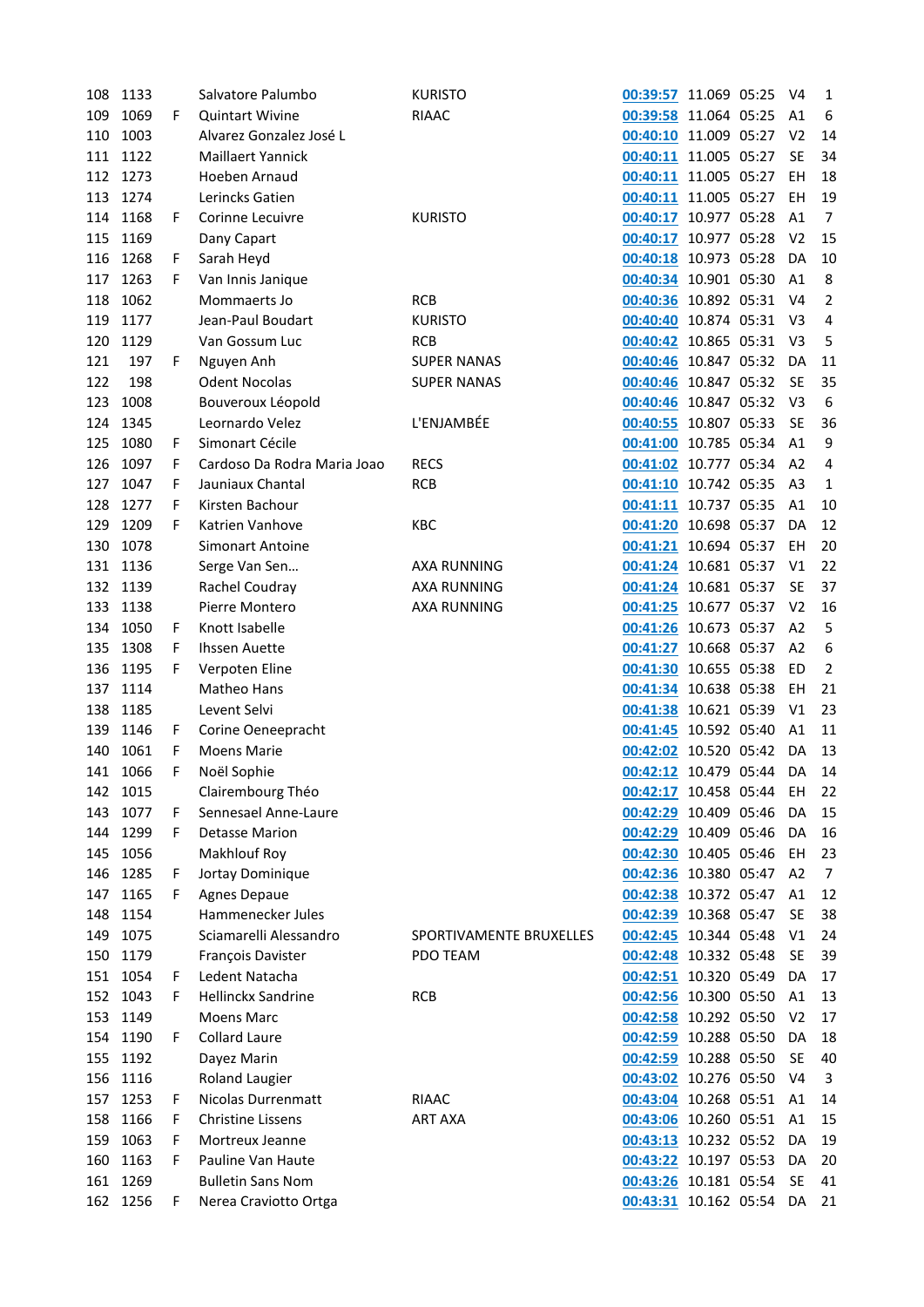| | | | | | | | | | |
|---|---|---|---|---|---|---|---|---|---|
| 108 | 1133 | | Salvatore Palumbo | KURISTO | 00:39:57 | 11.069 | 05:25 | V4 | 1 |
| 109 | 1069 | F | Quintart Wivine | RIAAC | 00:39:58 | 11.064 | 05:25 | A1 | 6 |
| 110 | 1003 | | Alvarez Gonzalez José L | | 00:40:10 | 11.009 | 05:27 | V2 | 14 |
| 111 | 1122 | | Maillaert Yannick | | 00:40:11 | 11.005 | 05:27 | SE | 34 |
| 112 | 1273 | | Hoeben Arnaud | | 00:40:11 | 11.005 | 05:27 | EH | 18 |
| 113 | 1274 | | Lerincks Gatien | | 00:40:11 | 11.005 | 05:27 | EH | 19 |
| 114 | 1168 | F | Corinne Lecuivre | KURISTO | 00:40:17 | 10.977 | 05:28 | A1 | 7 |
| 115 | 1169 | | Dany Capart | | 00:40:17 | 10.977 | 05:28 | V2 | 15 |
| 116 | 1268 | F | Sarah Heyd | | 00:40:18 | 10.973 | 05:28 | DA | 10 |
| 117 | 1263 | F | Van Innis Janique | | 00:40:34 | 10.901 | 05:30 | A1 | 8 |
| 118 | 1062 | | Mommaerts Jo | RCB | 00:40:36 | 10.892 | 05:31 | V4 | 2 |
| 119 | 1177 | | Jean-Paul Boudart | KURISTO | 00:40:40 | 10.874 | 05:31 | V3 | 4 |
| 120 | 1129 | | Van Gossum Luc | RCB | 00:40:42 | 10.865 | 05:31 | V3 | 5 |
| 121 | 197 | F | Nguyen Anh | SUPER NANAS | 00:40:46 | 10.847 | 05:32 | DA | 11 |
| 122 | 198 | | Odent Nocolas | SUPER NANAS | 00:40:46 | 10.847 | 05:32 | SE | 35 |
| 123 | 1008 | | Bouveroux Léopold | | 00:40:46 | 10.847 | 05:32 | V3 | 6 |
| 124 | 1345 | | Leornardo Velez | L'ENJAMBÉE | 00:40:55 | 10.807 | 05:33 | SE | 36 |
| 125 | 1080 | F | Simonart Cécile | | 00:41:00 | 10.785 | 05:34 | A1 | 9 |
| 126 | 1097 | F | Cardoso Da Rodra Maria Joao | RECS | 00:41:02 | 10.777 | 05:34 | A2 | 4 |
| 127 | 1047 | F | Jauniaux Chantal | RCB | 00:41:10 | 10.742 | 05:35 | A3 | 1 |
| 128 | 1277 | F | Kirsten Bachour | | 00:41:11 | 10.737 | 05:35 | A1 | 10 |
| 129 | 1209 | F | Katrien Vanhove | KBC | 00:41:20 | 10.698 | 05:37 | DA | 12 |
| 130 | 1078 | | Simonart Antoine | | 00:41:21 | 10.694 | 05:37 | EH | 20 |
| 131 | 1136 | | Serge Van Sen... | AXA RUNNING | 00:41:24 | 10.681 | 05:37 | V1 | 22 |
| 132 | 1139 | | Rachel Coudray | AXA RUNNING | 00:41:24 | 10.681 | 05:37 | SE | 37 |
| 133 | 1138 | | Pierre Montero | AXA RUNNING | 00:41:25 | 10.677 | 05:37 | V2 | 16 |
| 134 | 1050 | F | Knott Isabelle | | 00:41:26 | 10.673 | 05:37 | A2 | 5 |
| 135 | 1308 | F | Ihssen Auette | | 00:41:27 | 10.668 | 05:37 | A2 | 6 |
| 136 | 1195 | F | Verpoten Eline | | 00:41:30 | 10.655 | 05:38 | ED | 2 |
| 137 | 1114 | | Matheo Hans | | 00:41:34 | 10.638 | 05:38 | EH | 21 |
| 138 | 1185 | | Levent Selvi | | 00:41:38 | 10.621 | 05:39 | V1 | 23 |
| 139 | 1146 | F | Corine Oeneepracht | | 00:41:45 | 10.592 | 05:40 | A1 | 11 |
| 140 | 1061 | F | Moens Marie | | 00:42:02 | 10.520 | 05:42 | DA | 13 |
| 141 | 1066 | F | Noël Sophie | | 00:42:12 | 10.479 | 05:44 | DA | 14 |
| 142 | 1015 | | Clairembourg Théo | | 00:42:17 | 10.458 | 05:44 | EH | 22 |
| 143 | 1077 | F | Sennesael Anne-Laure | | 00:42:29 | 10.409 | 05:46 | DA | 15 |
| 144 | 1299 | F | Detasse Marion | | 00:42:29 | 10.409 | 05:46 | DA | 16 |
| 145 | 1056 | | Makhlouf Roy | | 00:42:30 | 10.405 | 05:46 | EH | 23 |
| 146 | 1285 | F | Jortay Dominique | | 00:42:36 | 10.380 | 05:47 | A2 | 7 |
| 147 | 1165 | F | Agnes Depaue | | 00:42:38 | 10.372 | 05:47 | A1 | 12 |
| 148 | 1154 | | Hammenecker Jules | | 00:42:39 | 10.368 | 05:47 | SE | 38 |
| 149 | 1075 | | Sciamarelli Alessandro | SPORTIVAMENTE BRUXELLES | 00:42:45 | 10.344 | 05:48 | V1 | 24 |
| 150 | 1179 | | François Davister | PDO TEAM | 00:42:48 | 10.332 | 05:48 | SE | 39 |
| 151 | 1054 | F | Ledent Natacha | | 00:42:51 | 10.320 | 05:49 | DA | 17 |
| 152 | 1043 | F | Hellinckx Sandrine | RCB | 00:42:56 | 10.300 | 05:50 | A1 | 13 |
| 153 | 1149 | | Moens Marc | | 00:42:58 | 10.292 | 05:50 | V2 | 17 |
| 154 | 1190 | F | Collard Laure | | 00:42:59 | 10.288 | 05:50 | DA | 18 |
| 155 | 1192 | | Dayez Marin | | 00:42:59 | 10.288 | 05:50 | SE | 40 |
| 156 | 1116 | | Roland Laugier | | 00:43:02 | 10.276 | 05:50 | V4 | 3 |
| 157 | 1253 | F | Nicolas Durrenmatt | RIAAC | 00:43:04 | 10.268 | 05:51 | A1 | 14 |
| 158 | 1166 | F | Christine Lissens | ART AXA | 00:43:06 | 10.260 | 05:51 | A1 | 15 |
| 159 | 1063 | F | Mortreux Jeanne | | 00:43:13 | 10.232 | 05:52 | DA | 19 |
| 160 | 1163 | F | Pauline Van Haute | | 00:43:22 | 10.197 | 05:53 | DA | 20 |
| 161 | 1269 | | Bulletin Sans Nom | | 00:43:26 | 10.181 | 05:54 | SE | 41 |
| 162 | 1256 | F | Nerea Craviotto Ortga | | 00:43:31 | 10.162 | 05:54 | DA | 21 |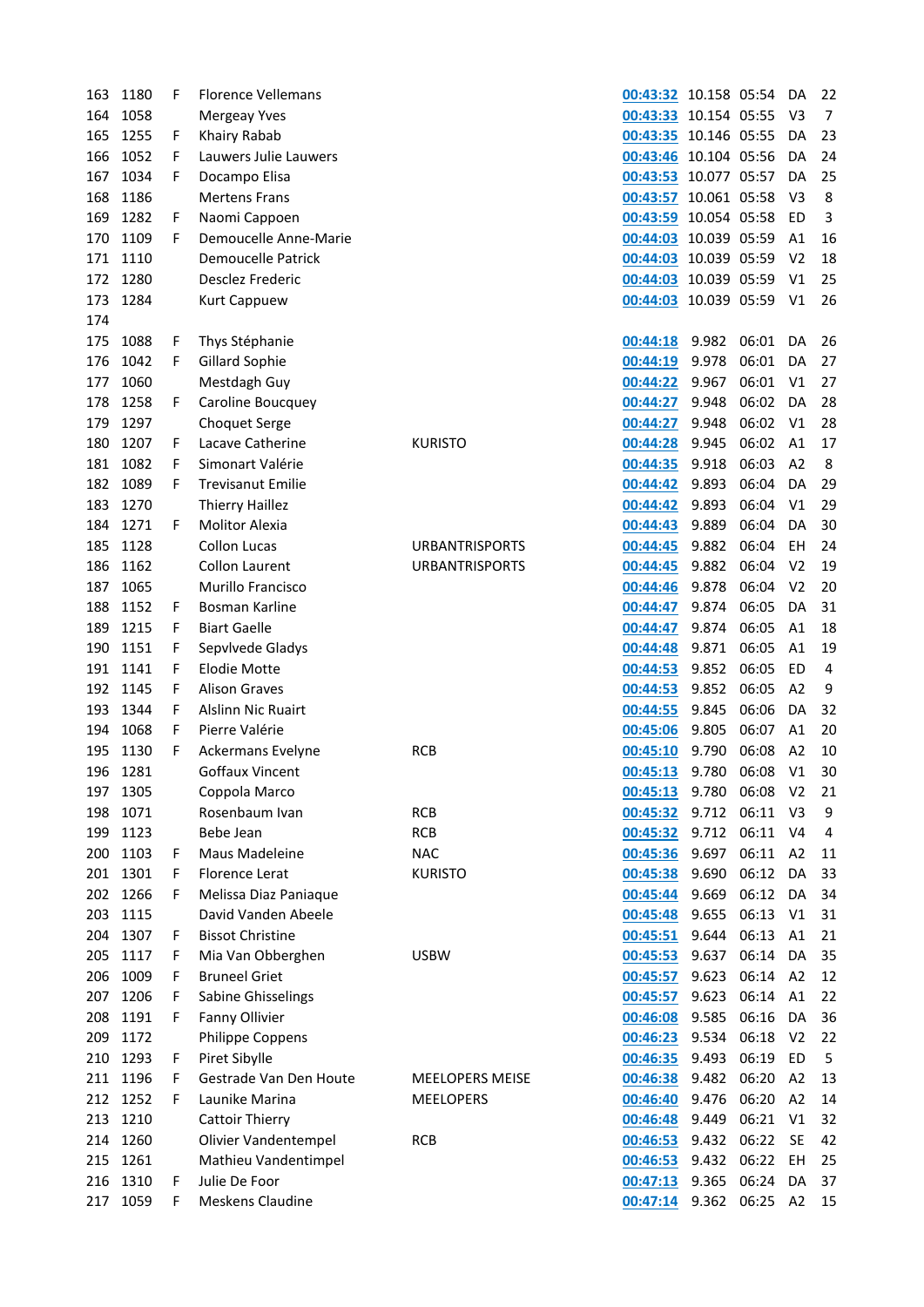| | | | | | | | | | |
|---|---|---|---|---|---|---|---|---|---|
| 163 | 1180 | F | Florence Vellemans | | 00:43:32 | 10.158 | 05:54 | DA | 22 |
| 164 | 1058 | | Mergeay Yves | | 00:43:33 | 10.154 | 05:55 | V3 | 7 |
| 165 | 1255 | F | Khairy Rabab | | 00:43:35 | 10.146 | 05:55 | DA | 23 |
| 166 | 1052 | F | Lauwers Julie Lauwers | | 00:43:46 | 10.104 | 05:56 | DA | 24 |
| 167 | 1034 | F | Docampo Elisa | | 00:43:53 | 10.077 | 05:57 | DA | 25 |
| 168 | 1186 | | Mertens Frans | | 00:43:57 | 10.061 | 05:58 | V3 | 8 |
| 169 | 1282 | F | Naomi Cappoen | | 00:43:59 | 10.054 | 05:58 | ED | 3 |
| 170 | 1109 | F | Demoucelle Anne-Marie | | 00:44:03 | 10.039 | 05:59 | A1 | 16 |
| 171 | 1110 | | Demoucelle Patrick | | 00:44:03 | 10.039 | 05:59 | V2 | 18 |
| 172 | 1280 | | Desclez Frederic | | 00:44:03 | 10.039 | 05:59 | V1 | 25 |
| 173 | 1284 | | Kurt Cappuew | | 00:44:03 | 10.039 | 05:59 | V1 | 26 |
| 174 | | | | | | | | | |
| 175 | 1088 | F | Thys Stéphanie | | 00:44:18 | 9.982 | 06:01 | DA | 26 |
| 176 | 1042 | F | Gillard Sophie | | 00:44:19 | 9.978 | 06:01 | DA | 27 |
| 177 | 1060 | | Mestdagh Guy | | 00:44:22 | 9.967 | 06:01 | V1 | 27 |
| 178 | 1258 | F | Caroline Boucquey | | 00:44:27 | 9.948 | 06:02 | DA | 28 |
| 179 | 1297 | | Choquet Serge | | 00:44:27 | 9.948 | 06:02 | V1 | 28 |
| 180 | 1207 | F | Lacave Catherine | KURISTO | 00:44:28 | 9.945 | 06:02 | A1 | 17 |
| 181 | 1082 | F | Simonart Valérie | | 00:44:35 | 9.918 | 06:03 | A2 | 8 |
| 182 | 1089 | F | Trevisanut Emilie | | 00:44:42 | 9.893 | 06:04 | DA | 29 |
| 183 | 1270 | | Thierry Haillez | | 00:44:42 | 9.893 | 06:04 | V1 | 29 |
| 184 | 1271 | F | Molitor Alexia | | 00:44:43 | 9.889 | 06:04 | DA | 30 |
| 185 | 1128 | | Collon Lucas | URBANTRISPORTS | 00:44:45 | 9.882 | 06:04 | EH | 24 |
| 186 | 1162 | | Collon Laurent | URBANTRISPORTS | 00:44:45 | 9.882 | 06:04 | V2 | 19 |
| 187 | 1065 | | Murillo Francisco | | 00:44:46 | 9.878 | 06:04 | V2 | 20 |
| 188 | 1152 | F | Bosman Karline | | 00:44:47 | 9.874 | 06:05 | DA | 31 |
| 189 | 1215 | F | Biart Gaelle | | 00:44:47 | 9.874 | 06:05 | A1 | 18 |
| 190 | 1151 | F | Sepvlvede Gladys | | 00:44:48 | 9.871 | 06:05 | A1 | 19 |
| 191 | 1141 | F | Elodie Motte | | 00:44:53 | 9.852 | 06:05 | ED | 4 |
| 192 | 1145 | F | Alison Graves | | 00:44:53 | 9.852 | 06:05 | A2 | 9 |
| 193 | 1344 | F | Alslinn Nic Ruairt | | 00:44:55 | 9.845 | 06:06 | DA | 32 |
| 194 | 1068 | F | Pierre Valérie | | 00:45:06 | 9.805 | 06:07 | A1 | 20 |
| 195 | 1130 | F | Ackermans Evelyne | RCB | 00:45:10 | 9.790 | 06:08 | A2 | 10 |
| 196 | 1281 | | Goffaux Vincent | | 00:45:13 | 9.780 | 06:08 | V1 | 30 |
| 197 | 1305 | | Coppola Marco | | 00:45:13 | 9.780 | 06:08 | V2 | 21 |
| 198 | 1071 | | Rosenbaum Ivan | RCB | 00:45:32 | 9.712 | 06:11 | V3 | 9 |
| 199 | 1123 | | Bebe Jean | RCB | 00:45:32 | 9.712 | 06:11 | V4 | 4 |
| 200 | 1103 | F | Maus Madeleine | NAC | 00:45:36 | 9.697 | 06:11 | A2 | 11 |
| 201 | 1301 | F | Florence Lerat | KURISTO | 00:45:38 | 9.690 | 06:12 | DA | 33 |
| 202 | 1266 | F | Melissa Diaz Paniaque | | 00:45:44 | 9.669 | 06:12 | DA | 34 |
| 203 | 1115 | | David Vanden Abeele | | 00:45:48 | 9.655 | 06:13 | V1 | 31 |
| 204 | 1307 | F | Bissot Christine | | 00:45:51 | 9.644 | 06:13 | A1 | 21 |
| 205 | 1117 | F | Mia Van Obberghen | USBW | 00:45:53 | 9.637 | 06:14 | DA | 35 |
| 206 | 1009 | F | Bruneel Griet | | 00:45:57 | 9.623 | 06:14 | A2 | 12 |
| 207 | 1206 | F | Sabine Ghisselings | | 00:45:57 | 9.623 | 06:14 | A1 | 22 |
| 208 | 1191 | F | Fanny Ollivier | | 00:46:08 | 9.585 | 06:16 | DA | 36 |
| 209 | 1172 | | Philippe Coppens | | 00:46:23 | 9.534 | 06:18 | V2 | 22 |
| 210 | 1293 | F | Piret Sibylle | | 00:46:35 | 9.493 | 06:19 | ED | 5 |
| 211 | 1196 | F | Gestrade Van Den Houte | MEELOPERS MEISE | 00:46:38 | 9.482 | 06:20 | A2 | 13 |
| 212 | 1252 | F | Launike Marina | MEELOPERS | 00:46:40 | 9.476 | 06:20 | A2 | 14 |
| 213 | 1210 | | Cattoir Thierry | | 00:46:48 | 9.449 | 06:21 | V1 | 32 |
| 214 | 1260 | | Olivier Vandentempel | RCB | 00:46:53 | 9.432 | 06:22 | SE | 42 |
| 215 | 1261 | | Mathieu Vandentimpel | | 00:46:53 | 9.432 | 06:22 | EH | 25 |
| 216 | 1310 | F | Julie De Foor | | 00:47:13 | 9.365 | 06:24 | DA | 37 |
| 217 | 1059 | F | Meskens Claudine | | 00:47:14 | 9.362 | 06:25 | A2 | 15 |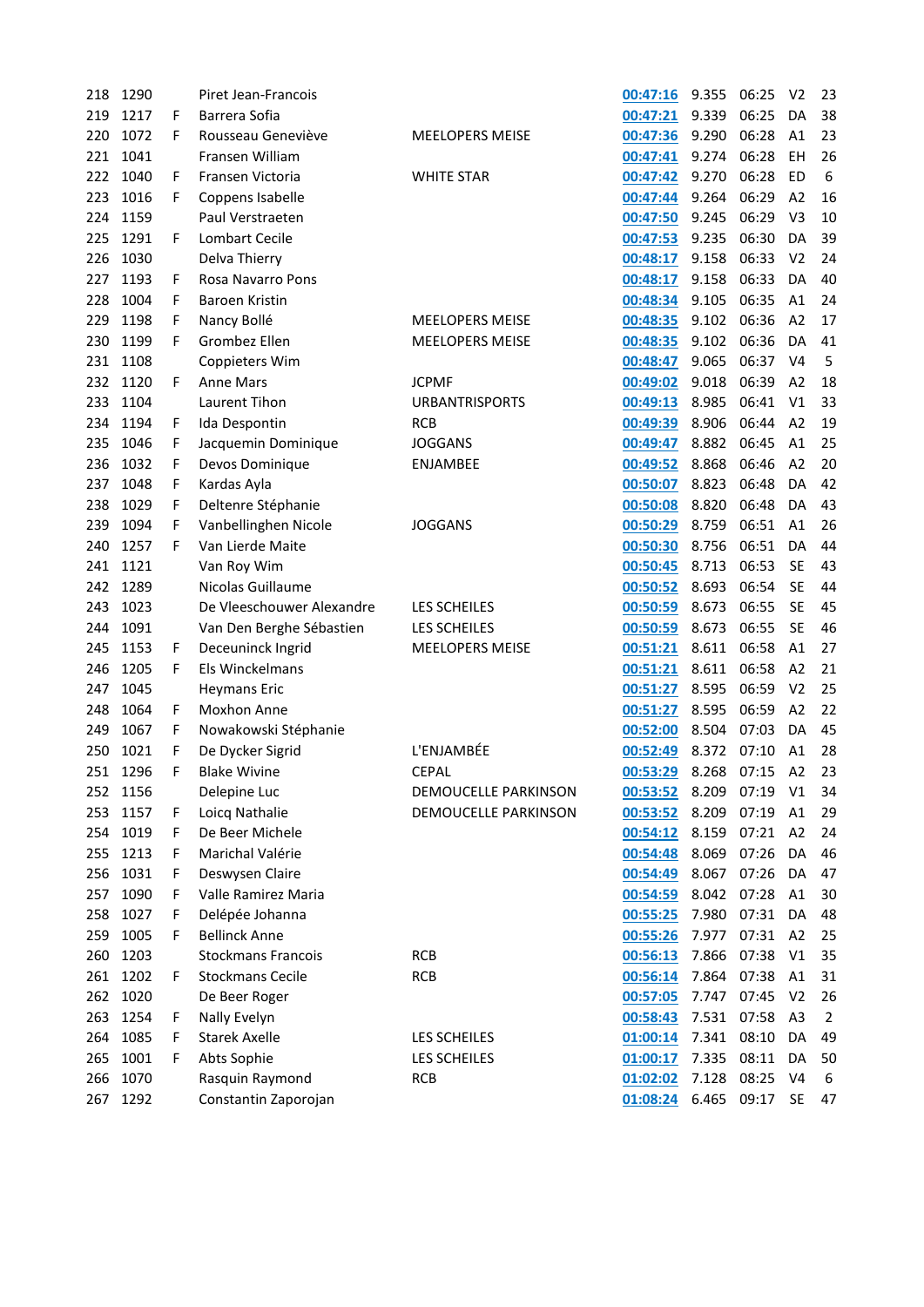| | | | | | | | | | |
|---|---|---|---|---|---|---|---|---|---|
| 218 | 1290 | | Piret Jean-Francois | | 00:47:16 | 9.355 | 06:25 | V2 | 23 |
| 219 | 1217 | F | Barrera Sofia | | 00:47:21 | 9.339 | 06:25 | DA | 38 |
| 220 | 1072 | F | Rousseau Geneviève | MEELOPERS MEISE | 00:47:36 | 9.290 | 06:28 | A1 | 23 |
| 221 | 1041 | | Fransen William | | 00:47:41 | 9.274 | 06:28 | EH | 26 |
| 222 | 1040 | F | Fransen Victoria | WHITE STAR | 00:47:42 | 9.270 | 06:28 | ED | 6 |
| 223 | 1016 | F | Coppens Isabelle | | 00:47:44 | 9.264 | 06:29 | A2 | 16 |
| 224 | 1159 | | Paul Verstraeten | | 00:47:50 | 9.245 | 06:29 | V3 | 10 |
| 225 | 1291 | F | Lombart Cecile | | 00:47:53 | 9.235 | 06:30 | DA | 39 |
| 226 | 1030 | | Delva Thierry | | 00:48:17 | 9.158 | 06:33 | V2 | 24 |
| 227 | 1193 | F | Rosa Navarro Pons | | 00:48:17 | 9.158 | 06:33 | DA | 40 |
| 228 | 1004 | F | Baroen Kristin | | 00:48:34 | 9.105 | 06:35 | A1 | 24 |
| 229 | 1198 | F | Nancy Bollé | MEELOPERS MEISE | 00:48:35 | 9.102 | 06:36 | A2 | 17 |
| 230 | 1199 | F | Grombez Ellen | MEELOPERS MEISE | 00:48:35 | 9.102 | 06:36 | DA | 41 |
| 231 | 1108 | | Coppieters Wim | | 00:48:47 | 9.065 | 06:37 | V4 | 5 |
| 232 | 1120 | F | Anne Mars | JCPMF | 00:49:02 | 9.018 | 06:39 | A2 | 18 |
| 233 | 1104 | | Laurent Tihon | URBANTRISPORTS | 00:49:13 | 8.985 | 06:41 | V1 | 33 |
| 234 | 1194 | F | Ida Despontin | RCB | 00:49:39 | 8.906 | 06:44 | A2 | 19 |
| 235 | 1046 | F | Jacquemin Dominique | JOGGANS | 00:49:47 | 8.882 | 06:45 | A1 | 25 |
| 236 | 1032 | F | Devos Dominique | ENJAMBEE | 00:49:52 | 8.868 | 06:46 | A2 | 20 |
| 237 | 1048 | F | Kardas Ayla | | 00:50:07 | 8.823 | 06:48 | DA | 42 |
| 238 | 1029 | F | Deltenre Stéphanie | | 00:50:08 | 8.820 | 06:48 | DA | 43 |
| 239 | 1094 | F | Vanbellinghen Nicole | JOGGANS | 00:50:29 | 8.759 | 06:51 | A1 | 26 |
| 240 | 1257 | F | Van Lierde Maite | | 00:50:30 | 8.756 | 06:51 | DA | 44 |
| 241 | 1121 | | Van Roy Wim | | 00:50:45 | 8.713 | 06:53 | SE | 43 |
| 242 | 1289 | | Nicolas Guillaume | | 00:50:52 | 8.693 | 06:54 | SE | 44 |
| 243 | 1023 | | De Vleeschouwer Alexandre | LES SCHEILES | 00:50:59 | 8.673 | 06:55 | SE | 45 |
| 244 | 1091 | | Van Den Berghe Sébastien | LES SCHEILES | 00:50:59 | 8.673 | 06:55 | SE | 46 |
| 245 | 1153 | F | Deceuninck Ingrid | MEELOPERS MEISE | 00:51:21 | 8.611 | 06:58 | A1 | 27 |
| 246 | 1205 | F | Els Winckelmans | | 00:51:21 | 8.611 | 06:58 | A2 | 21 |
| 247 | 1045 | | Heymans Eric | | 00:51:27 | 8.595 | 06:59 | V2 | 25 |
| 248 | 1064 | F | Moxhon Anne | | 00:51:27 | 8.595 | 06:59 | A2 | 22 |
| 249 | 1067 | F | Nowakowski Stéphanie | | 00:52:00 | 8.504 | 07:03 | DA | 45 |
| 250 | 1021 | F | De Dycker Sigrid | L'ENJAMBÉE | 00:52:49 | 8.372 | 07:10 | A1 | 28 |
| 251 | 1296 | F | Blake Wivine | CEPAL | 00:53:29 | 8.268 | 07:15 | A2 | 23 |
| 252 | 1156 | | Delepine Luc | DEMOUCELLE PARKINSON | 00:53:52 | 8.209 | 07:19 | V1 | 34 |
| 253 | 1157 | F | Loicq Nathalie | DEMOUCELLE PARKINSON | 00:53:52 | 8.209 | 07:19 | A1 | 29 |
| 254 | 1019 | F | De Beer Michele | | 00:54:12 | 8.159 | 07:21 | A2 | 24 |
| 255 | 1213 | F | Marichal Valérie | | 00:54:48 | 8.069 | 07:26 | DA | 46 |
| 256 | 1031 | F | Deswysen Claire | | 00:54:49 | 8.067 | 07:26 | DA | 47 |
| 257 | 1090 | F | Valle Ramirez Maria | | 00:54:59 | 8.042 | 07:28 | A1 | 30 |
| 258 | 1027 | F | Delépée Johanna | | 00:55:25 | 7.980 | 07:31 | DA | 48 |
| 259 | 1005 | F | Bellinck Anne | | 00:55:26 | 7.977 | 07:31 | A2 | 25 |
| 260 | 1203 | | Stockmans Francois | RCB | 00:56:13 | 7.866 | 07:38 | V1 | 35 |
| 261 | 1202 | F | Stockmans Cecile | RCB | 00:56:14 | 7.864 | 07:38 | A1 | 31 |
| 262 | 1020 | | De Beer Roger | | 00:57:05 | 7.747 | 07:45 | V2 | 26 |
| 263 | 1254 | F | Nally Evelyn | | 00:58:43 | 7.531 | 07:58 | A3 | 2 |
| 264 | 1085 | F | Starek Axelle | LES SCHEILES | 01:00:14 | 7.341 | 08:10 | DA | 49 |
| 265 | 1001 | F | Abts Sophie | LES SCHEILES | 01:00:17 | 7.335 | 08:11 | DA | 50 |
| 266 | 1070 | | Rasquin Raymond | RCB | 01:02:02 | 7.128 | 08:25 | V4 | 6 |
| 267 | 1292 | | Constantin Zaporojan | | 01:08:24 | 6.465 | 09:17 | SE | 47 |